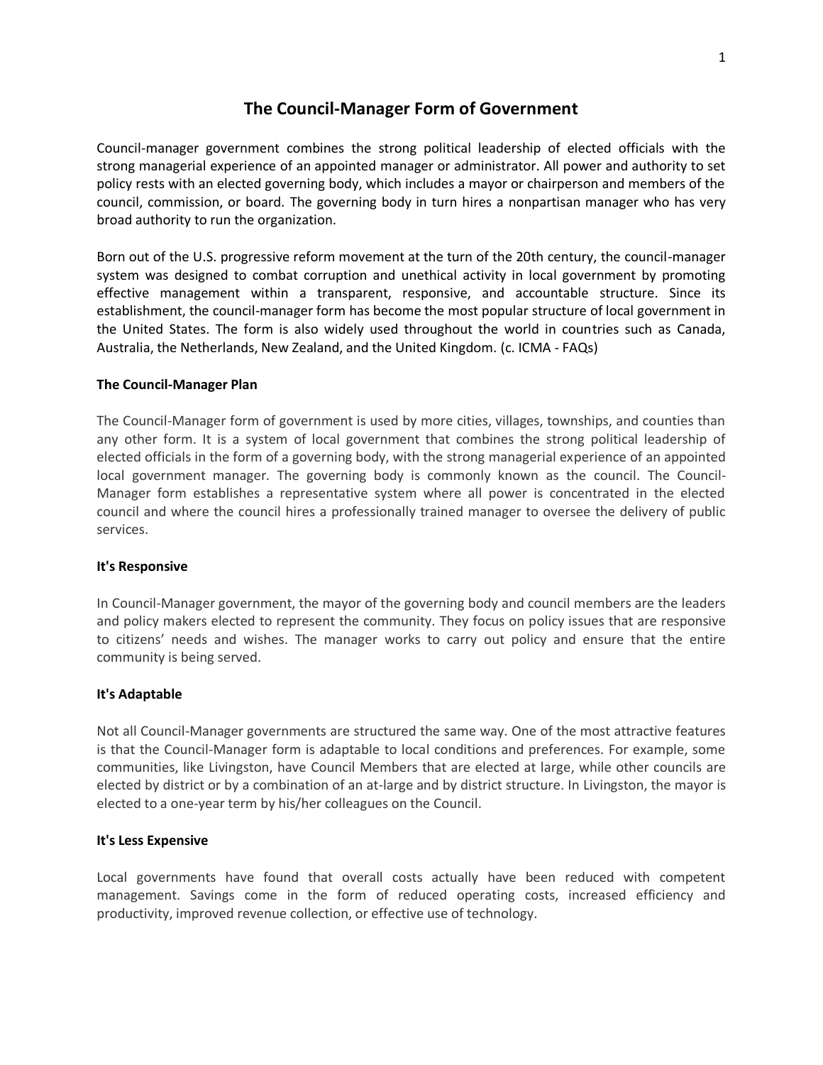# The Council-Manager Form of Government

Council-manager government combines the strong political leadership of elected officials with the strong managerial experience of an appointed manager or administrator. All power and authority to set policy rests with an elected governing body, which includes a mayor or chairperson and members of the council, commission, or board. The governing body in turn hires a nonpartisan manager who has very broad authority to run the organization.

Born out of the U.S. progressive reform movement at the turn of the 20th century, the council-manager system was designed to combat corruption and unethical activity in local government by promoting effective management within a transparent, responsive, and accountable structure. Since its establishment, the council-manager form has become the most popular structure of local government in the United States. The form is also widely used throughout the world in countries such as Canada, Australia, the Netherlands, New Zealand, and the United Kingdom. (c. ICMA - FAQs)

**The Council-Manager Plan**

The Council-Manager form of government is used by more cities, villages, townships, and counties than any other form. It is a system of local government that combines the strong political leadership of elected officials in the form of a governing body, with the strong managerial experience of an appointed local government manager. The governing body is commonly known as the council. The Council-Manager form establishes a representative system where all power is concentrated in the elected council and where the council hires a professionally trained manager to oversee the delivery of public services.

**It's Responsive**

In Council-Manager government, the mayor of the governing body and council members are the leaders and policy makers elected to represent the community. They focus on policy issues that are responsive to citizens' needs and wishes. The manager works to carry out policy and ensure that the entire community is being served.

**It's Adaptable**

Not all Council-Manager governments are structured the same way. One of the most attractive features is that the Council-Manager form is adaptable to local conditions and preferences. For example, some communities, like Livingston, have Council Members that are elected at large, while other councils are elected by district or by a combination of an at-large and by district structure. In Livingston, the mayor is elected to a one-year term by his/her colleagues on the Council.

**It's Less Expensive**

Local governments have found that overall costs actually have been reduced with competent management. Savings come in the form of reduced operating costs, increased efficiency and productivity, improved revenue collection, or effective use of technology.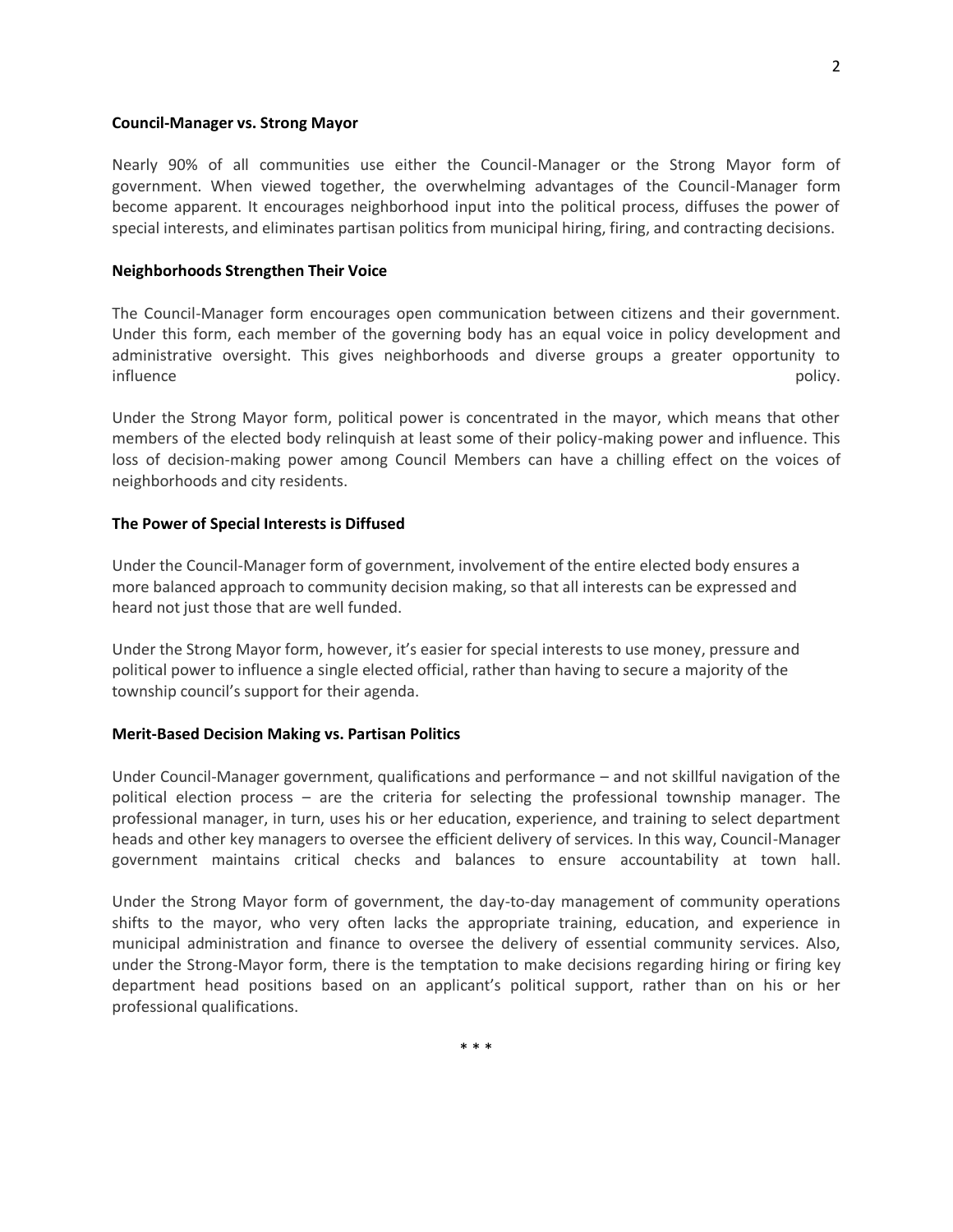**Council-Manager vs. Strong Mayor**

Nearly 90% of all communities use either the Council-Manager or the Strong Mayor form of government. When viewed together, the overwhelming advantages of the Council-Manager form become apparent. It encourages neighborhood input into the political process, diffuses the power of special interests, and eliminates partisan politics from municipal hiring, firing, and contracting decisions.

**Neighborhoods Strengthen Their Voice**

The Council-Manager form encourages open communication between citizens and their government. Under this form, each member of the governing body has an equal voice in policy development and administrative oversight. This gives neighborhoods and diverse groups a greater opportunity to influence policy.

Under the Strong Mayor form, political power is concentrated in the mayor, which means that other members of the elected body relinquish at least some of their policy-making power and influence. This loss of decision-making power among Council Members can have a chilling effect on the voices of neighborhoods and city residents.

**The Power of Special Interests is Diffused**

Under the Council-Manager form of government, involvement of the entire elected body ensures a more balanced approach to community decision making, so that all interests can be expressed and heard not just those that are well funded.

Under the Strong Mayor form, however, it's easier for special interests to use money, pressure and political power to influence a single elected official, rather than having to secure a majority of the township council's support for their agenda.

**Merit-Based Decision Making vs. Partisan Politics**

Under Council-Manager government, qualifications and performance – and not skillful navigation of the political election process – are the criteria for selecting the professional township manager. The professional manager, in turn, uses his or her education, experience, and training to select department heads and other key managers to oversee the efficient delivery of services. In this way, Council-Manager government maintains critical checks and balances to ensure accountability at town hall.

Under the Strong Mayor form of government, the day-to-day management of community operations shifts to the mayor, who very often lacks the appropriate training, education, and experience in municipal administration and finance to oversee the delivery of essential community services. Also, under the Strong-Mayor form, there is the temptation to make decisions regarding hiring or firing key department head positions based on an applicant's political support, rather than on his or her professional qualifications.

\* \* \*